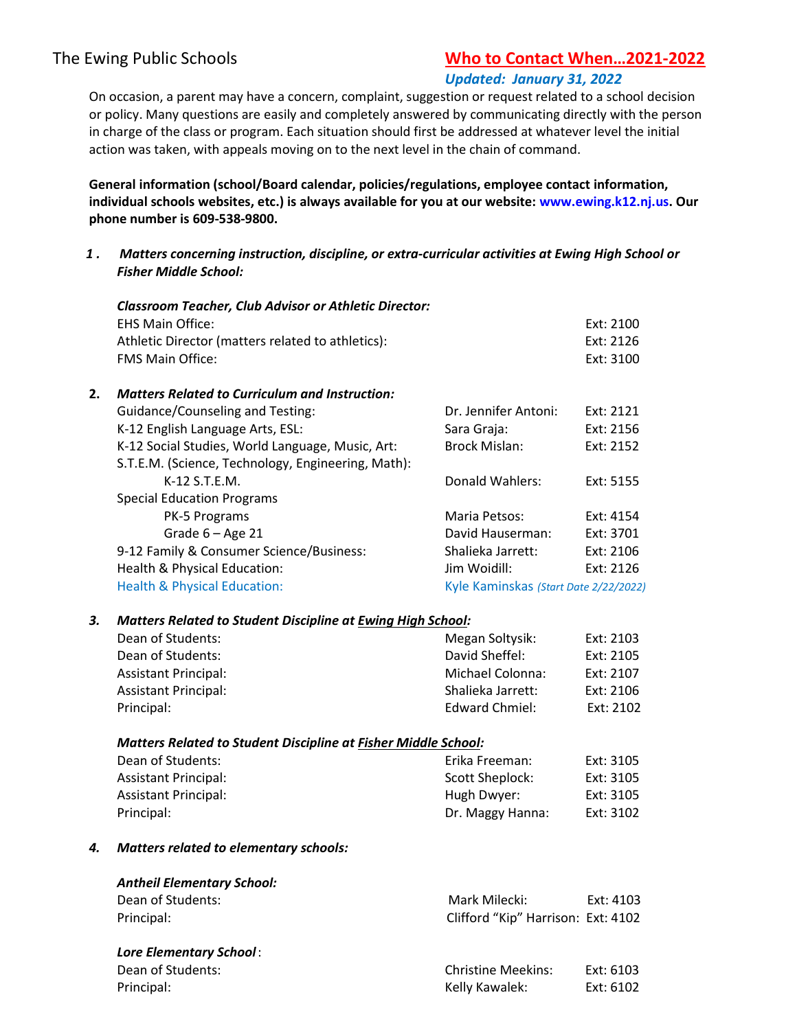The Ewing Public Schools

# Who to Contact When…2021-2022

*Updated: January 31, 2022*

On occasion, a parent may have a concern, complaint, suggestion or request related to a school decision or policy. Many questions are easily and completely answered by communicating directly with the person in charge of the class or program. Each situation should first be addressed at whatever level the initial action was taken, with appeals moving on to the next level in the chain of command.

**General information (school/Board calendar, policies/regulations, employee contact information, individual schools websites, etc.) is always available for you at our website: www.ewing.k12.nj.us. Our phone number is 609-538-9800.**

**1. *Matters concerning instruction, discipline, or extra-curricular activities at Ewing High School or Fisher Middle School:***

***Classroom Teacher, Club Advisor or Athletic Director:***

| | | |
|---|---|---|
| EHS Main Office: | | Ext: 2100 |
| Athletic Director (matters related to athletics): | | Ext: 2126 |
| FMS Main Office: | | Ext: 3100 |

**2. *Matters Related to Curriculum and Instruction:***

| | | |
|---|---|---|
| Guidance/Counseling and Testing: | Dr. Jennifer Antoni: | Ext: 2121 |
| K-12 English Language Arts, ESL: | Sara Graja: | Ext: 2156 |
| K-12 Social Studies, World Language, Music, Art: | Brock Mislan: | Ext: 2152 |
| S.T.E.M. (Science, Technology, Engineering, Math): | | |
| K-12 S.T.E.M. | Donald Wahlers: | Ext: 5155 |
| Special Education Programs | | |
| PK-5 Programs | Maria Petsos: | Ext: 4154 |
| Grade 6 – Age 21 | David Hauserman: | Ext: 3701 |
| 9-12 Family & Consumer Science/Business: | Shalieka Jarrett: | Ext: 2106 |
| Health & Physical Education: | Jim Woidill: | Ext: 2126 |
| Health & Physical Education: | Kyle Kaminskas *(Start Date 2/22/2022)* | |

**3. *Matters Related to Student Discipline at Ewing High School:***

| | | |
|---|---|---|
| Dean of Students: | Megan Soltysik: | Ext: 2103 |
| Dean of Students: | David Sheffel: | Ext: 2105 |
| Assistant Principal: | Michael Colonna: | Ext: 2107 |
| Assistant Principal: | Shalieka Jarrett: | Ext: 2106 |
| Principal: | Edward Chmiel: | Ext: 2102 |

***Matters Related to Student Discipline at Fisher Middle School:***

| | | |
|---|---|---|
| Dean of Students: | Erika Freeman: | Ext: 3105 |
| Assistant Principal: | Scott Sheplock: | Ext: 3105 |
| Assistant Principal: | Hugh Dwyer: | Ext: 3105 |
| Principal: | Dr. Maggy Hanna: | Ext: 3102 |

**4. *Matters related to elementary schools:***

***Antheil Elementary School:***

| | | |
|---|---|---|
| Dean of Students: | Mark Milecki: | Ext: 4103 |
| Principal: | Clifford "Kip" Harrison: | Ext: 4102 |

***Lore Elementary School:***

| | | |
|---|---|---|
| Dean of Students: | Christine Meekins: | Ext: 6103 |
| Principal: | Kelly Kawalek: | Ext: 6102 |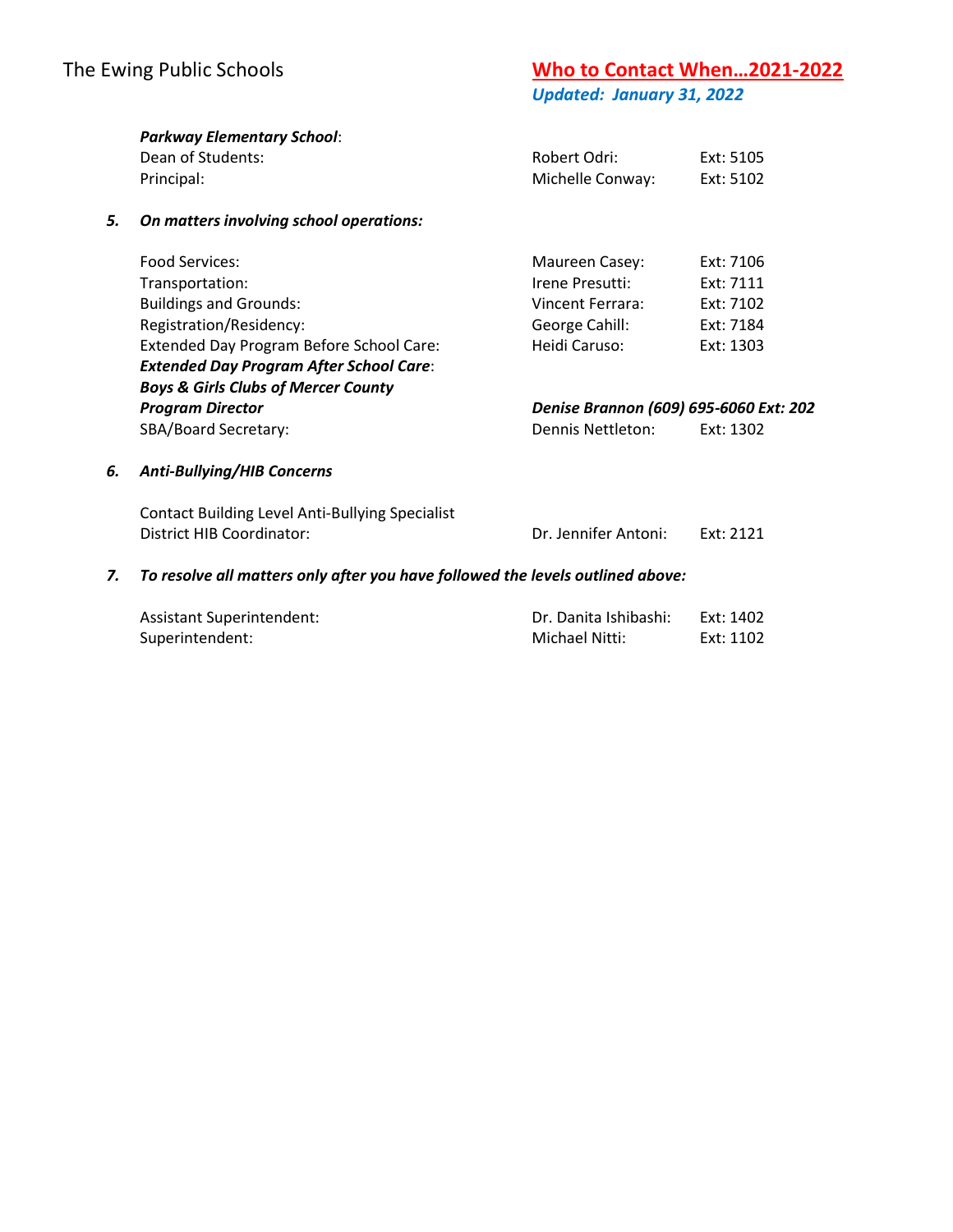The Ewing Public Schools

**Who to Contact When…2021-2022**

***Updated: January 31, 2022***

***Parkway Elementary School***:

| | | |
|---|---|---|
| Dean of Students: | Robert Odri: | Ext: 5105 |
| Principal: | Michelle Conway: | Ext: 5102 |

5. ***On matters involving school operations:***

| | | |
|---|---|---|
| Food Services: | Maureen Casey: | Ext: 7106 |
| Transportation: | Irene Presutti: | Ext: 7111 |
| Buildings and Grounds: | Vincent Ferrara: | Ext: 7102 |
| Registration/Residency: | George Cahill: | Ext: 7184 |
| Extended Day Program Before School Care: | Heidi Caruso: | Ext: 1303 |
| ***Extended Day Program After School Care***: ***Boys & Girls Clubs of Mercer County*** ***Program Director*** | ***Denise Brannon (609) 695-6060 Ext: 202*** | |
| SBA/Board Secretary: | Dennis Nettleton: | Ext: 1302 |

6. ***Anti-Bullying/HIB Concerns***

| | | |
|---|---|---|
| Contact Building Level Anti-Bullying Specialist | | |
| District HIB Coordinator: | Dr. Jennifer Antoni: | Ext: 2121 |

7. ***To resolve all matters only after you have followed the levels outlined above:***

| | | |
|---|---|---|
| Assistant Superintendent: | Dr. Danita Ishibashi: | Ext: 1402 |
| Superintendent: | Michael Nitti: | Ext: 1102 |